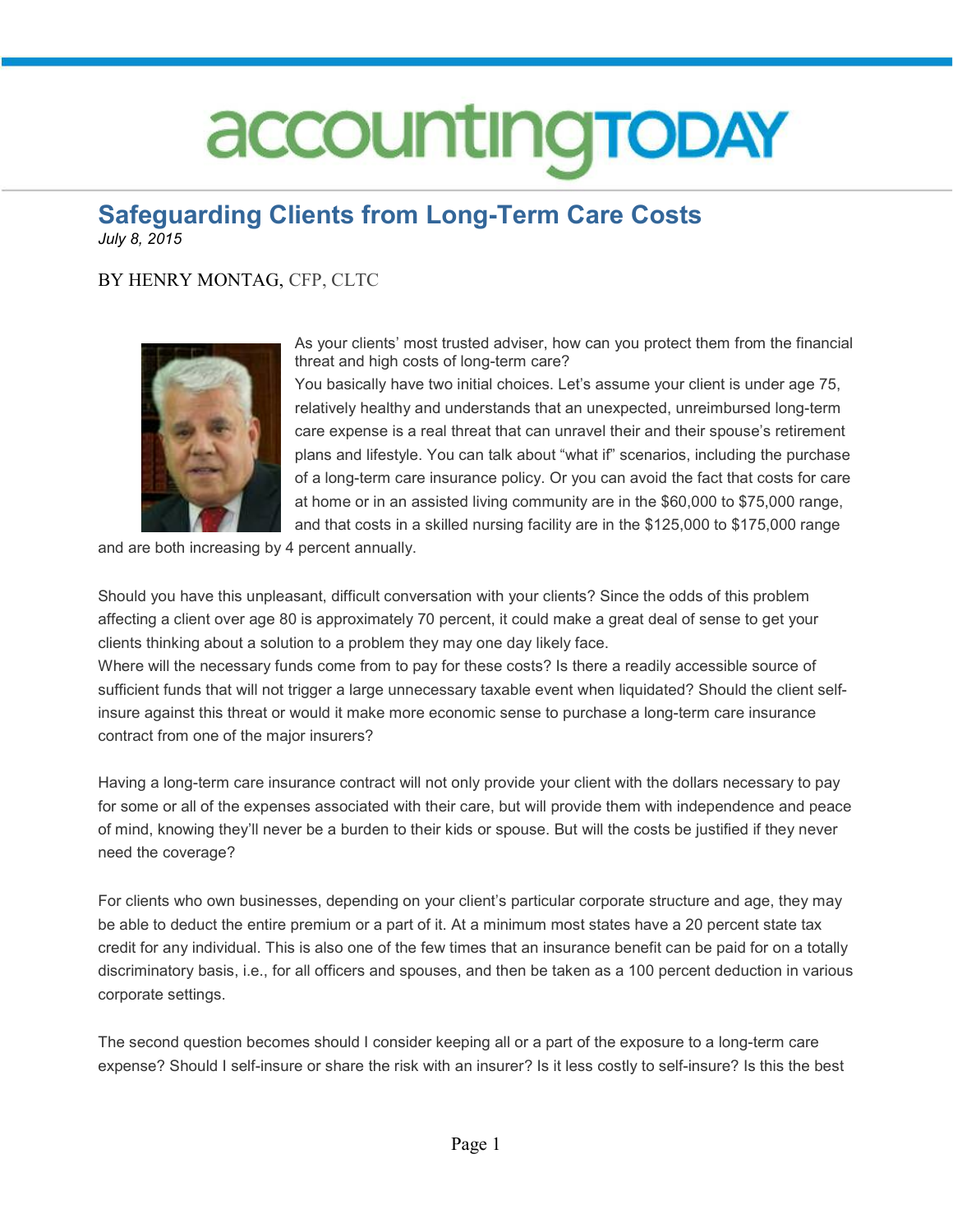# accountingTODAY

## Safeguarding Clients from Long-Term Care Costs

*July 8, 2015*

BY HENRY MONTAG, CFP, CLTC

As your clients' most trusted adviser, how can you protect them from the financial threat and high costs of long-term care?

You basically have two initial choices. Let's assume your client is under age 75, relatively healthy and understands that an unexpected, unreimbursed long-term care expense is a real threat that can unravel their and their spouse's retirement plans and lifestyle. You can talk about "what if" scenarios, including the purchase of a long-term care insurance policy. Or you can avoid the fact that costs for care at home or in an assisted living community are in the $60,000 to $75,000 range, and that costs in a skilled nursing facility are in the $125,000 to $175,000 range and are both increasing by 4 percent annually.

Should you have this unpleasant, difficult conversation with your clients? Since the odds of this problem affecting a client over age 80 is approximately 70 percent, it could make a great deal of sense to get your clients thinking about a solution to a problem they may one day likely face.

Where will the necessary funds come from to pay for these costs? Is there a readily accessible source of sufficient funds that will not trigger a large unnecessary taxable event when liquidated? Should the client self-insure against this threat or would it make more economic sense to purchase a long-term care insurance contract from one of the major insurers?

Having a long-term care insurance contract will not only provide your client with the dollars necessary to pay for some or all of the expenses associated with their care, but will provide them with independence and peace of mind, knowing they'll never be a burden to their kids or spouse. But will the costs be justified if they never need the coverage?

For clients who own businesses, depending on your client's particular corporate structure and age, they may be able to deduct the entire premium or a part of it. At a minimum most states have a 20 percent state tax credit for any individual. This is also one of the few times that an insurance benefit can be paid for on a totally discriminatory basis, i.e., for all officers and spouses, and then be taken as a 100 percent deduction in various corporate settings.

The second question becomes should I consider keeping all or a part of the exposure to a long-term care expense? Should I self-insure or share the risk with an insurer? Is it less costly to self-insure? Is this the best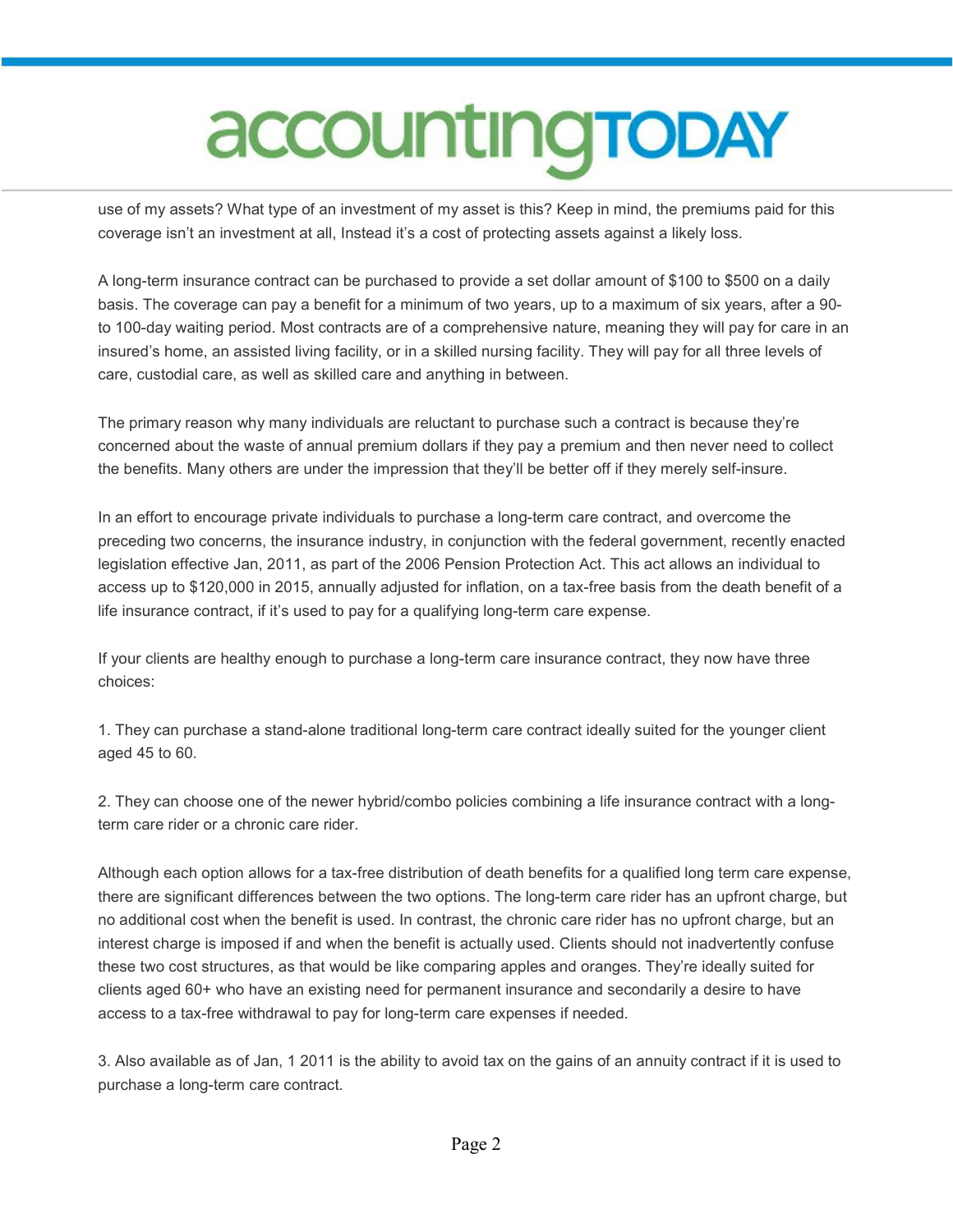use of my assets? What type of an investment of my asset is this? Keep in mind, the premiums paid for this coverage isn't an investment at all, Instead it's a cost of protecting assets against a likely loss.

A long-term insurance contract can be purchased to provide a set dollar amount of $100 to $500 on a daily basis. The coverage can pay a benefit for a minimum of two years, up to a maximum of six years, after a 90- to 100-day waiting period. Most contracts are of a comprehensive nature, meaning they will pay for care in an insured's home, an assisted living facility, or in a skilled nursing facility. They will pay for all three levels of care, custodial care, as well as skilled care and anything in between.

The primary reason why many individuals are reluctant to purchase such a contract is because they're concerned about the waste of annual premium dollars if they pay a premium and then never need to collect the benefits. Many others are under the impression that they'll be better off if they merely self-insure.

In an effort to encourage private individuals to purchase a long-term care contract, and overcome the preceding two concerns, the insurance industry, in conjunction with the federal government, recently enacted legislation effective Jan, 2011, as part of the 2006 Pension Protection Act. This act allows an individual to access up to $120,000 in 2015, annually adjusted for inflation, on a tax-free basis from the death benefit of a life insurance contract, if it's used to pay for a qualifying long-term care expense.

If your clients are healthy enough to purchase a long-term care insurance contract, they now have three choices:

1. They can purchase a stand-alone traditional long-term care contract ideally suited for the younger client aged 45 to 60.

2. They can choose one of the newer hybrid/combo policies combining a life insurance contract with a long-term care rider or a chronic care rider.

Although each option allows for a tax-free distribution of death benefits for a qualified long term care expense, there are significant differences between the two options. The long-term care rider has an upfront charge, but no additional cost when the benefit is used. In contrast, the chronic care rider has no upfront charge, but an interest charge is imposed if and when the benefit is actually used. Clients should not inadvertently confuse these two cost structures, as that would be like comparing apples and oranges. They're ideally suited for clients aged 60+ who have an existing need for permanent insurance and secondarily a desire to have access to a tax-free withdrawal to pay for long-term care expenses if needed.

3. Also available as of Jan, 1 2011 is the ability to avoid tax on the gains of an annuity contract if it is used to purchase a long-term care contract.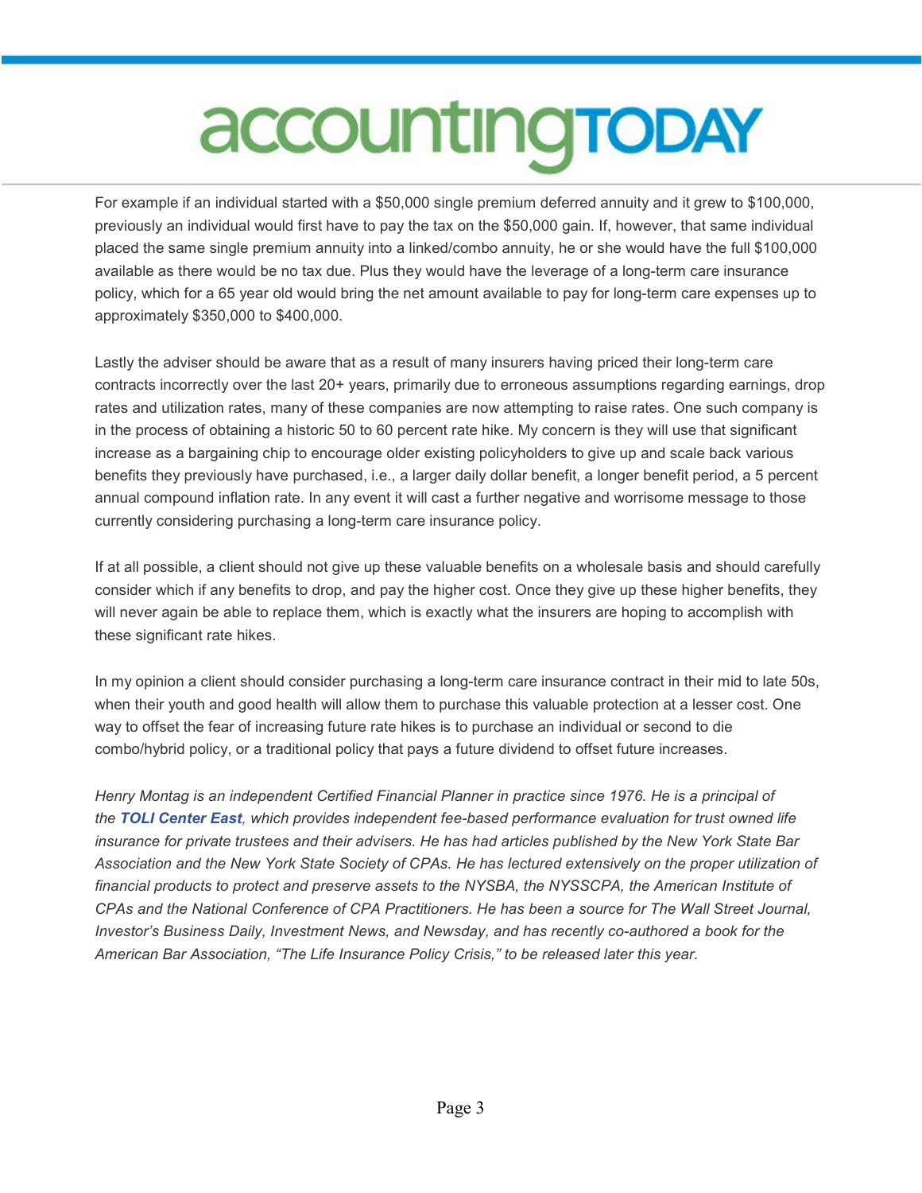For example if an individual started with a $50,000 single premium deferred annuity and it grew to $100,000, previously an individual would first have to pay the tax on the $50,000 gain. If, however, that same individual placed the same single premium annuity into a linked/combo annuity, he or she would have the full $100,000 available as there would be no tax due. Plus they would have the leverage of a long-term care insurance policy, which for a 65 year old would bring the net amount available to pay for long-term care expenses up to approximately $350,000 to $400,000.

Lastly the adviser should be aware that as a result of many insurers having priced their long-term care contracts incorrectly over the last 20+ years, primarily due to erroneous assumptions regarding earnings, drop rates and utilization rates, many of these companies are now attempting to raise rates. One such company is in the process of obtaining a historic 50 to 60 percent rate hike. My concern is they will use that significant increase as a bargaining chip to encourage older existing policyholders to give up and scale back various benefits they previously have purchased, i.e., a larger daily dollar benefit, a longer benefit period, a 5 percent annual compound inflation rate. In any event it will cast a further negative and worrisome message to those currently considering purchasing a long-term care insurance policy.

If at all possible, a client should not give up these valuable benefits on a wholesale basis and should carefully consider which if any benefits to drop, and pay the higher cost. Once they give up these higher benefits, they will never again be able to replace them, which is exactly what the insurers are hoping to accomplish with these significant rate hikes.

In my opinion a client should consider purchasing a long-term care insurance contract in their mid to late 50s, when their youth and good health will allow them to purchase this valuable protection at a lesser cost. One way to offset the fear of increasing future rate hikes is to purchase an individual or second to die combo/hybrid policy, or a traditional policy that pays a future dividend to offset future increases.

*Henry Montag is an independent Certified Financial Planner in practice since 1976. He is a principal of the* ***TOLI Center East****, which provides independent fee-based performance evaluation for trust owned life insurance for private trustees and their advisers. He has had articles published by the New York State Bar Association and the New York State Society of CPAs. He has lectured extensively on the proper utilization of financial products to protect and preserve assets to the NYSBA, the NYSSCPA, the American Institute of CPAs and the National Conference of CPA Practitioners. He has been a source for The Wall Street Journal, Investor's Business Daily, Investment News, and Newsday, and has recently co-authored a book for the American Bar Association, "The Life Insurance Policy Crisis," to be released later this year.*